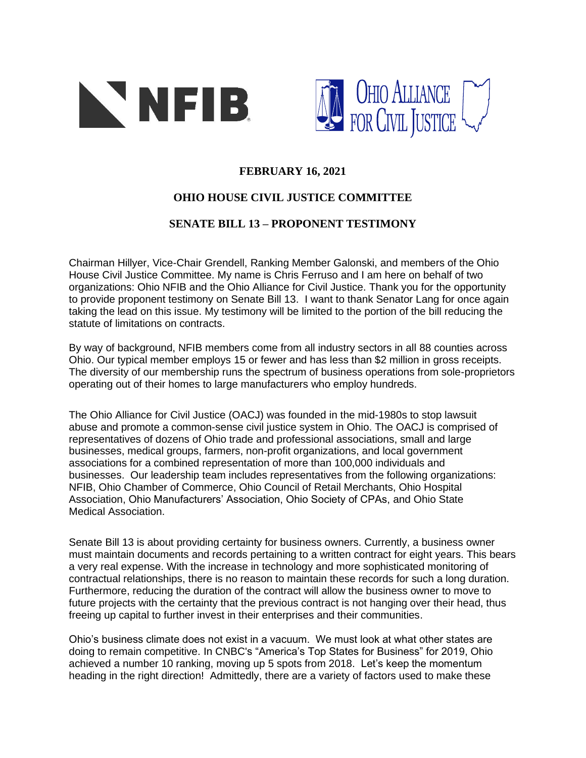**FEBRUARY 16, 2021**

**OHIO HOUSE CIVIL JUSTICE COMMITTEE**

**SENATE BILL 13 – PROPONENT TESTIMONY**

Chairman Hillyer, Vice-Chair Grendell, Ranking Member Galonski, and members of the Ohio House Civil Justice Committee. My name is Chris Ferruso and I am here on behalf of two organizations: Ohio NFIB and the Ohio Alliance for Civil Justice. Thank you for the opportunity to provide proponent testimony on Senate Bill 13. I want to thank Senator Lang for once again taking the lead on this issue. My testimony will be limited to the portion of the bill reducing the statute of limitations on contracts.

By way of background, NFIB members come from all industry sectors in all 88 counties across Ohio. Our typical member employs 15 or fewer and has less than $2 million in gross receipts. The diversity of our membership runs the spectrum of business operations from sole-proprietors operating out of their homes to large manufacturers who employ hundreds.

The Ohio Alliance for Civil Justice (OACJ) was founded in the mid-1980s to stop lawsuit abuse and promote a common-sense civil justice system in Ohio. The OACJ is comprised of representatives of dozens of Ohio trade and professional associations, small and large businesses, medical groups, farmers, non-profit organizations, and local government associations for a combined representation of more than 100,000 individuals and businesses. Our leadership team includes representatives from the following organizations: NFIB, Ohio Chamber of Commerce, Ohio Council of Retail Merchants, Ohio Hospital Association, Ohio Manufacturers' Association, Ohio Society of CPAs, and Ohio State Medical Association.

Senate Bill 13 is about providing certainty for business owners. Currently, a business owner must maintain documents and records pertaining to a written contract for eight years. This bears a very real expense. With the increase in technology and more sophisticated monitoring of contractual relationships, there is no reason to maintain these records for such a long duration. Furthermore, reducing the duration of the contract will allow the business owner to move to future projects with the certainty that the previous contract is not hanging over their head, thus freeing up capital to further invest in their enterprises and their communities.

Ohio's business climate does not exist in a vacuum. We must look at what other states are doing to remain competitive. In CNBC's "America's Top States for Business" for 2019, Ohio achieved a number 10 ranking, moving up 5 spots from 2018. Let's keep the momentum heading in the right direction! Admittedly, there are a variety of factors used to make these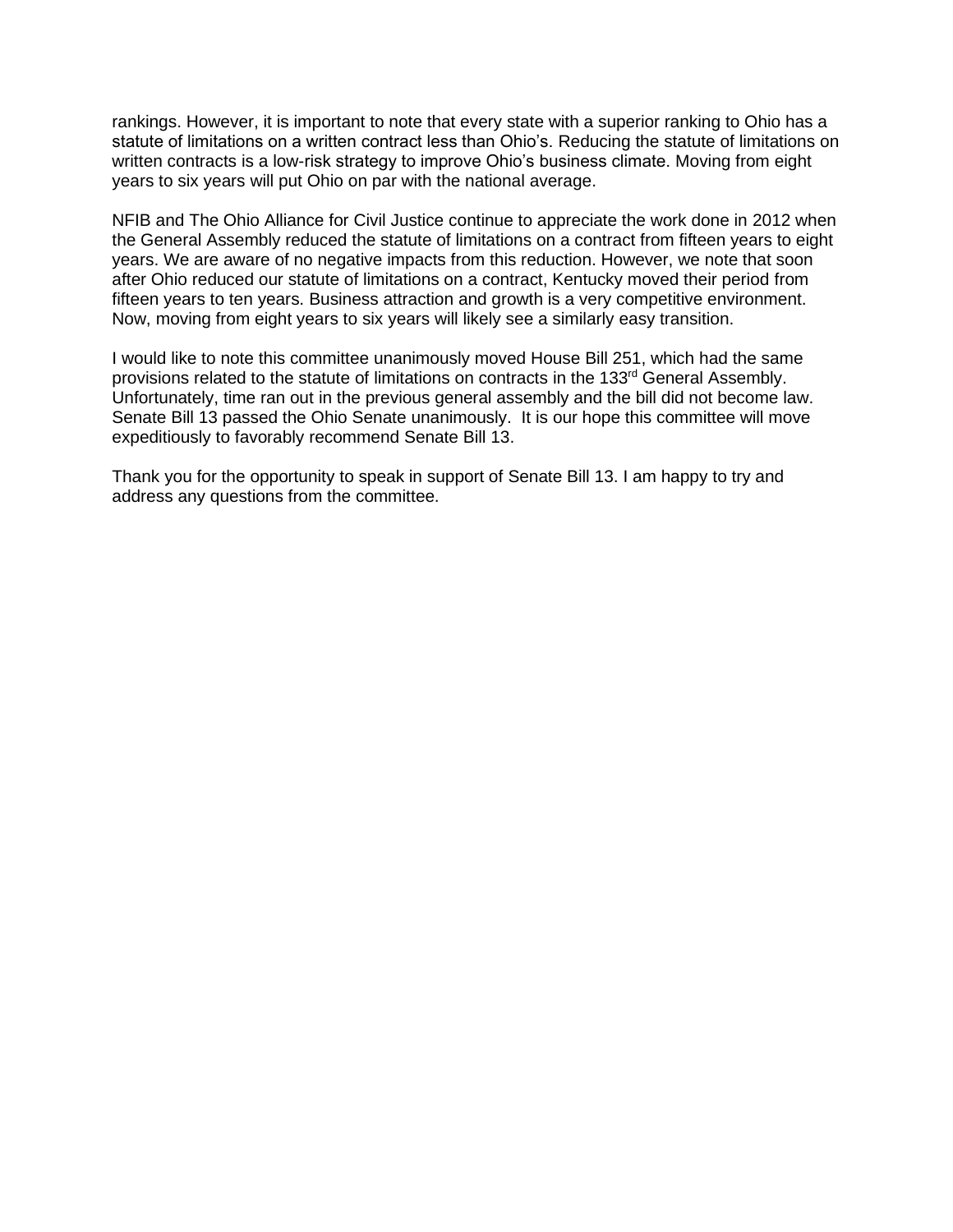rankings. However, it is important to note that every state with a superior ranking to Ohio has a statute of limitations on a written contract less than Ohio's. Reducing the statute of limitations on written contracts is a low-risk strategy to improve Ohio's business climate. Moving from eight years to six years will put Ohio on par with the national average.

NFIB and The Ohio Alliance for Civil Justice continue to appreciate the work done in 2012 when the General Assembly reduced the statute of limitations on a contract from fifteen years to eight years. We are aware of no negative impacts from this reduction. However, we note that soon after Ohio reduced our statute of limitations on a contract, Kentucky moved their period from fifteen years to ten years. Business attraction and growth is a very competitive environment. Now, moving from eight years to six years will likely see a similarly easy transition.

I would like to note this committee unanimously moved House Bill 251, which had the same provisions related to the statute of limitations on contracts in the 133rd General Assembly. Unfortunately, time ran out in the previous general assembly and the bill did not become law. Senate Bill 13 passed the Ohio Senate unanimously. It is our hope this committee will move expeditiously to favorably recommend Senate Bill 13.

Thank you for the opportunity to speak in support of Senate Bill 13. I am happy to try and address any questions from the committee.